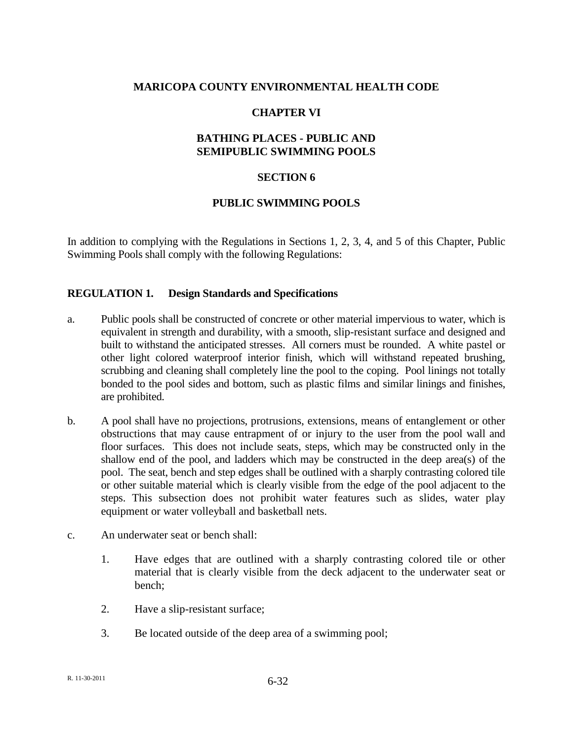# MARICOPA COUNTY ENVIRONMENTAL HEALTH CODE

## CHAPTER VI

## BATHING PLACES - PUBLIC AND SEMIPUBLIC SWIMMING POOLS

## SECTION 6

## PUBLIC SWIMMING POOLS

In addition to complying with the Regulations in Sections 1, 2, 3, 4, and 5 of this Chapter, Public Swimming Pools shall comply with the following Regulations:

### REGULATION 1. Design Standards and Specifications

a. Public pools shall be constructed of concrete or other material impervious to water, which is equivalent in strength and durability, with a smooth, slip-resistant surface and designed and built to withstand the anticipated stresses. All corners must be rounded. A white pastel or other light colored waterproof interior finish, which will withstand repeated brushing, scrubbing and cleaning shall completely line the pool to the coping. Pool linings not totally bonded to the pool sides and bottom, such as plastic films and similar linings and finishes, are prohibited.

b. A pool shall have no projections, protrusions, extensions, means of entanglement or other obstructions that may cause entrapment of or injury to the user from the pool wall and floor surfaces. This does not include seats, steps, which may be constructed only in the shallow end of the pool, and ladders which may be constructed in the deep area(s) of the pool. The seat, bench and step edges shall be outlined with a sharply contrasting colored tile or other suitable material which is clearly visible from the edge of the pool adjacent to the steps. This subsection does not prohibit water features such as slides, water play equipment or water volleyball and basketball nets.

c. An underwater seat or bench shall:

   1. Have edges that are outlined with a sharply contrasting colored tile or other material that is clearly visible from the deck adjacent to the underwater seat or bench;

   2. Have a slip-resistant surface;

   3. Be located outside of the deep area of a swimming pool;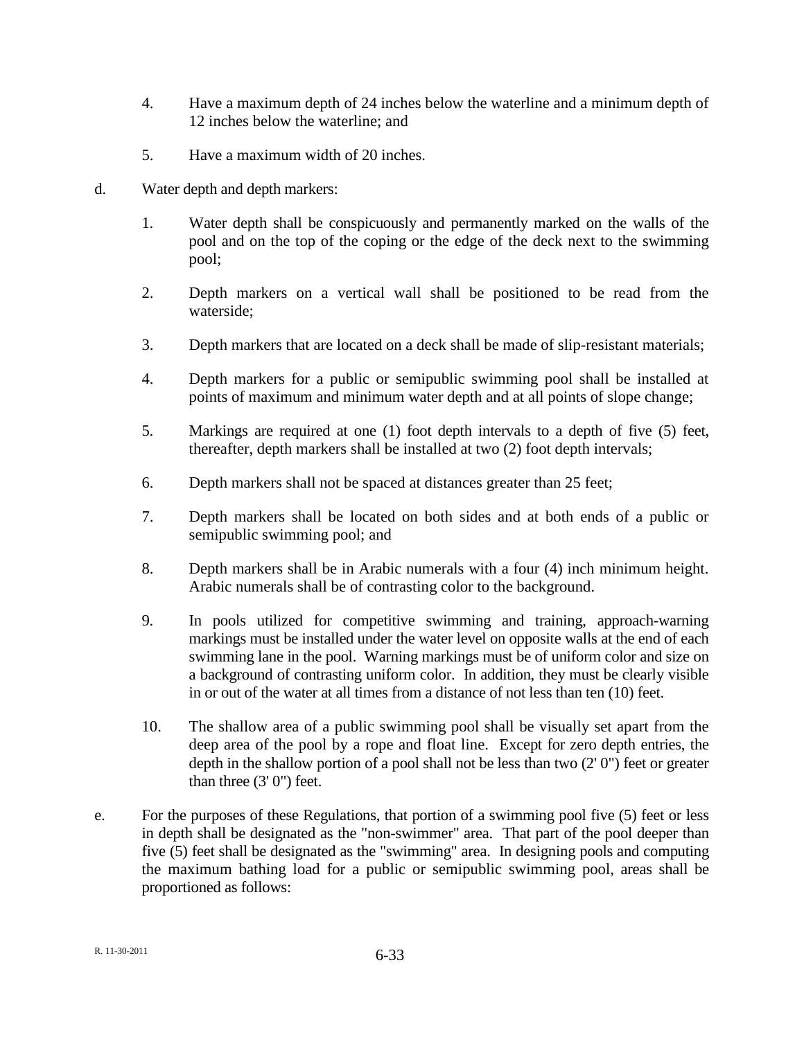4. Have a maximum depth of 24 inches below the waterline and a minimum depth of 12 inches below the waterline; and

5. Have a maximum width of 20 inches.

d. Water depth and depth markers:

   1. Water depth shall be conspicuously and permanently marked on the walls of the pool and on the top of the coping or the edge of the deck next to the swimming pool;

   2. Depth markers on a vertical wall shall be positioned to be read from the waterside;

   3. Depth markers that are located on a deck shall be made of slip-resistant materials;

   4. Depth markers for a public or semipublic swimming pool shall be installed at points of maximum and minimum water depth and at all points of slope change;

   5. Markings are required at one (1) foot depth intervals to a depth of five (5) feet, thereafter, depth markers shall be installed at two (2) foot depth intervals;

   6. Depth markers shall not be spaced at distances greater than 25 feet;

   7. Depth markers shall be located on both sides and at both ends of a public or semipublic swimming pool; and

   8. Depth markers shall be in Arabic numerals with a four (4) inch minimum height. Arabic numerals shall be of contrasting color to the background.

   9. In pools utilized for competitive swimming and training, approach-warning markings must be installed under the water level on opposite walls at the end of each swimming lane in the pool. Warning markings must be of uniform color and size on a background of contrasting uniform color. In addition, they must be clearly visible in or out of the water at all times from a distance of not less than ten (10) feet.

   10. The shallow area of a public swimming pool shall be visually set apart from the deep area of the pool by a rope and float line. Except for zero depth entries, the depth in the shallow portion of a pool shall not be less than two (2' 0") feet or greater than three (3' 0") feet.

e. For the purposes of these Regulations, that portion of a swimming pool five (5) feet or less in depth shall be designated as the "non-swimmer" area. That part of the pool deeper than five (5) feet shall be designated as the "swimming" area. In designing pools and computing the maximum bathing load for a public or semipublic swimming pool, areas shall be proportioned as follows: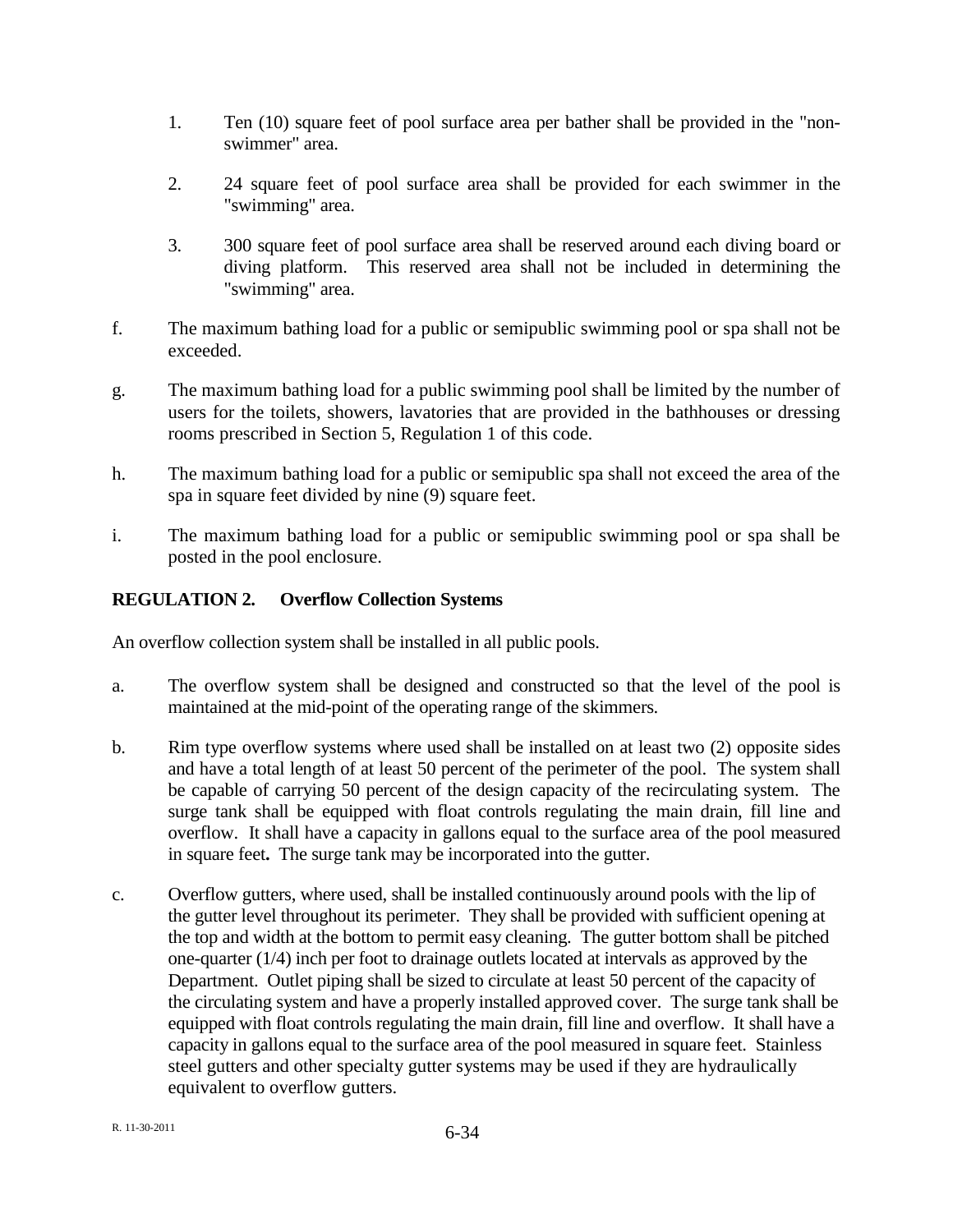1. Ten (10) square feet of pool surface area per bather shall be provided in the "non-swimmer" area.

2. 24 square feet of pool surface area shall be provided for each swimmer in the "swimming" area.

3. 300 square feet of pool surface area shall be reserved around each diving board or diving platform. This reserved area shall not be included in determining the "swimming" area.

f. The maximum bathing load for a public or semipublic swimming pool or spa shall not be exceeded.

g. The maximum bathing load for a public swimming pool shall be limited by the number of users for the toilets, showers, lavatories that are provided in the bathhouses or dressing rooms prescribed in Section 5, Regulation 1 of this code.

h. The maximum bathing load for a public or semipublic spa shall not exceed the area of the spa in square feet divided by nine (9) square feet.

i. The maximum bathing load for a public or semipublic swimming pool or spa shall be posted in the pool enclosure.

**REGULATION 2. Overflow Collection Systems**

An overflow collection system shall be installed in all public pools.

a. The overflow system shall be designed and constructed so that the level of the pool is maintained at the mid-point of the operating range of the skimmers.

b. Rim type overflow systems where used shall be installed on at least two (2) opposite sides and have a total length of at least 50 percent of the perimeter of the pool. The system shall be capable of carrying 50 percent of the design capacity of the recirculating system. The surge tank shall be equipped with float controls regulating the main drain, fill line and overflow. It shall have a capacity in gallons equal to the surface area of the pool measured in square feet**.** The surge tank may be incorporated into the gutter.

c. Overflow gutters, where used, shall be installed continuously around pools with the lip of the gutter level throughout its perimeter. They shall be provided with sufficient opening at the top and width at the bottom to permit easy cleaning. The gutter bottom shall be pitched one-quarter (1/4) inch per foot to drainage outlets located at intervals as approved by the Department. Outlet piping shall be sized to circulate at least 50 percent of the capacity of the circulating system and have a properly installed approved cover. The surge tank shall be equipped with float controls regulating the main drain, fill line and overflow. It shall have a capacity in gallons equal to the surface area of the pool measured in square feet. Stainless steel gutters and other specialty gutter systems may be used if they are hydraulically equivalent to overflow gutters.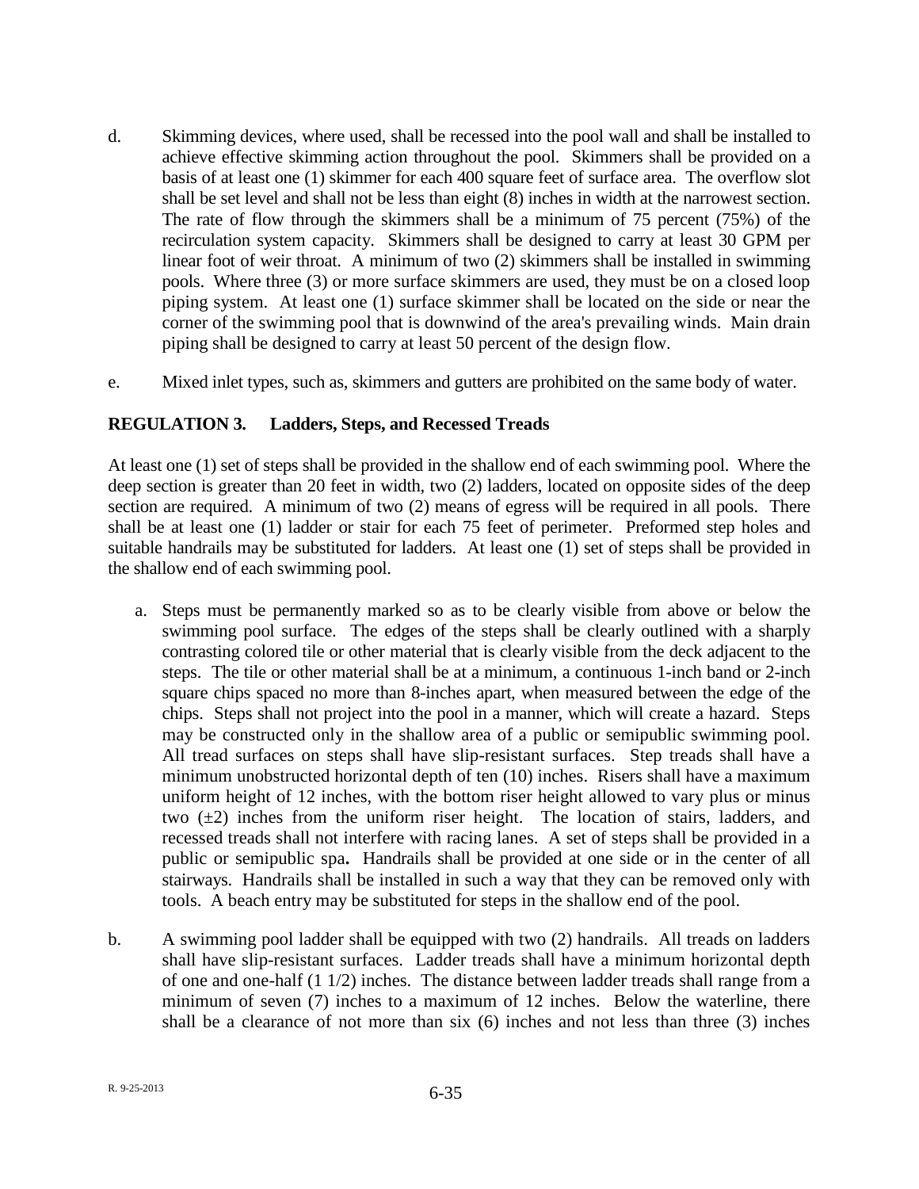d. Skimming devices, where used, shall be recessed into the pool wall and shall be installed to achieve effective skimming action throughout the pool. Skimmers shall be provided on a basis of at least one (1) skimmer for each 400 square feet of surface area. The overflow slot shall be set level and shall not be less than eight (8) inches in width at the narrowest section. The rate of flow through the skimmers shall be a minimum of 75 percent (75%) of the recirculation system capacity. Skimmers shall be designed to carry at least 30 GPM per linear foot of weir throat. A minimum of two (2) skimmers shall be installed in swimming pools. Where three (3) or more surface skimmers are used, they must be on a closed loop piping system. At least one (1) surface skimmer shall be located on the side or near the corner of the swimming pool that is downwind of the area's prevailing winds. Main drain piping shall be designed to carry at least 50 percent of the design flow.

e. Mixed inlet types, such as, skimmers and gutters are prohibited on the same body of water.

## REGULATION 3. Ladders, Steps, and Recessed Treads

At least one (1) set of steps shall be provided in the shallow end of each swimming pool. Where the deep section is greater than 20 feet in width, two (2) ladders, located on opposite sides of the deep section are required. A minimum of two (2) means of egress will be required in all pools. There shall be at least one (1) ladder or stair for each 75 feet of perimeter. Preformed step holes and suitable handrails may be substituted for ladders. At least one (1) set of steps shall be provided in the shallow end of each swimming pool.

a. Steps must be permanently marked so as to be clearly visible from above or below the swimming pool surface. The edges of the steps shall be clearly outlined with a sharply contrasting colored tile or other material that is clearly visible from the deck adjacent to the steps. The tile or other material shall be at a minimum, a continuous 1-inch band or 2-inch square chips spaced no more than 8-inches apart, when measured between the edge of the chips. Steps shall not project into the pool in a manner, which will create a hazard. Steps may be constructed only in the shallow area of a public or semipublic swimming pool. All tread surfaces on steps shall have slip-resistant surfaces. Step treads shall have a minimum unobstructed horizontal depth of ten (10) inches. Risers shall have a maximum uniform height of 12 inches, with the bottom riser height allowed to vary plus or minus two (±2) inches from the uniform riser height. The location of stairs, ladders, and recessed treads shall not interfere with racing lanes. A set of steps shall be provided in a public or semipublic spa**.** Handrails shall be provided at one side or in the center of all stairways. Handrails shall be installed in such a way that they can be removed only with tools. A beach entry may be substituted for steps in the shallow end of the pool.

b. A swimming pool ladder shall be equipped with two (2) handrails. All treads on ladders shall have slip-resistant surfaces. Ladder treads shall have a minimum horizontal depth of one and one-half (1 1/2) inches. The distance between ladder treads shall range from a minimum of seven (7) inches to a maximum of 12 inches. Below the waterline, there shall be a clearance of not more than six (6) inches and not less than three (3) inches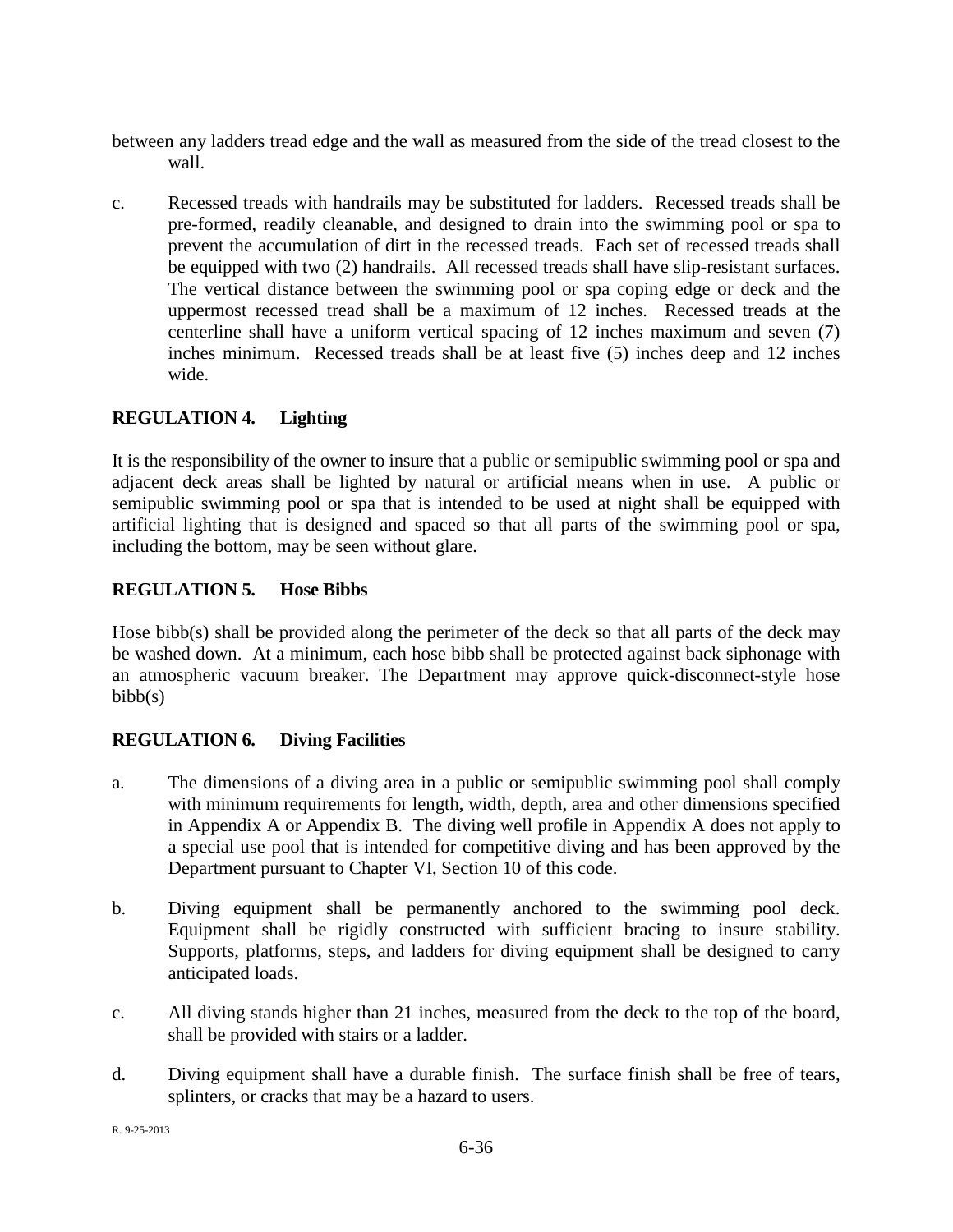between any ladders tread edge and the wall as measured from the side of the tread closest to the wall.

c. Recessed treads with handrails may be substituted for ladders. Recessed treads shall be pre-formed, readily cleanable, and designed to drain into the swimming pool or spa to prevent the accumulation of dirt in the recessed treads. Each set of recessed treads shall be equipped with two (2) handrails. All recessed treads shall have slip-resistant surfaces. The vertical distance between the swimming pool or spa coping edge or deck and the uppermost recessed tread shall be a maximum of 12 inches. Recessed treads at the centerline shall have a uniform vertical spacing of 12 inches maximum and seven (7) inches minimum. Recessed treads shall be at least five (5) inches deep and 12 inches wide.

## REGULATION 4. Lighting

It is the responsibility of the owner to insure that a public or semipublic swimming pool or spa and adjacent deck areas shall be lighted by natural or artificial means when in use. A public or semipublic swimming pool or spa that is intended to be used at night shall be equipped with artificial lighting that is designed and spaced so that all parts of the swimming pool or spa, including the bottom, may be seen without glare.

## REGULATION 5. Hose Bibbs

Hose bibb(s) shall be provided along the perimeter of the deck so that all parts of the deck may be washed down. At a minimum, each hose bibb shall be protected against back siphonage with an atmospheric vacuum breaker. The Department may approve quick-disconnect-style hose bibb(s)

## REGULATION 6. Diving Facilities

a. The dimensions of a diving area in a public or semipublic swimming pool shall comply with minimum requirements for length, width, depth, area and other dimensions specified in Appendix A or Appendix B. The diving well profile in Appendix A does not apply to a special use pool that is intended for competitive diving and has been approved by the Department pursuant to Chapter VI, Section 10 of this code.

b. Diving equipment shall be permanently anchored to the swimming pool deck. Equipment shall be rigidly constructed with sufficient bracing to insure stability. Supports, platforms, steps, and ladders for diving equipment shall be designed to carry anticipated loads.

c. All diving stands higher than 21 inches, measured from the deck to the top of the board, shall be provided with stairs or a ladder.

d. Diving equipment shall have a durable finish. The surface finish shall be free of tears, splinters, or cracks that may be a hazard to users.

R. 9-25-2013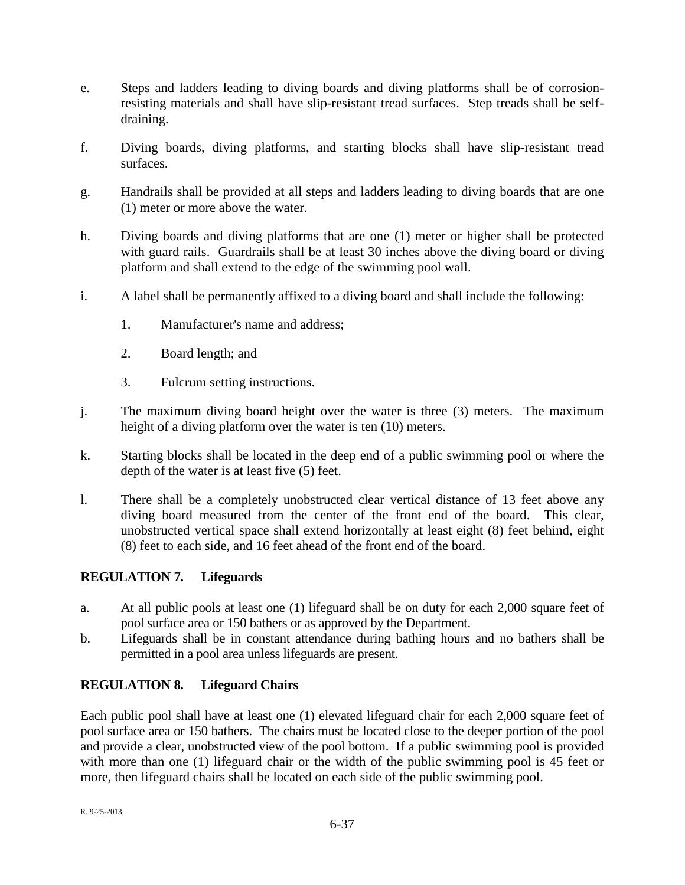e. Steps and ladders leading to diving boards and diving platforms shall be of corrosion-resisting materials and shall have slip-resistant tread surfaces. Step treads shall be self-draining.

f. Diving boards, diving platforms, and starting blocks shall have slip-resistant tread surfaces.

g. Handrails shall be provided at all steps and ladders leading to diving boards that are one (1) meter or more above the water.

h. Diving boards and diving platforms that are one (1) meter or higher shall be protected with guard rails. Guardrails shall be at least 30 inches above the diving board or diving platform and shall extend to the edge of the swimming pool wall.

i. A label shall be permanently affixed to a diving board and shall include the following:

   1. Manufacturer's name and address;

   2. Board length; and

   3. Fulcrum setting instructions.

j. The maximum diving board height over the water is three (3) meters. The maximum height of a diving platform over the water is ten (10) meters.

k. Starting blocks shall be located in the deep end of a public swimming pool or where the depth of the water is at least five (5) feet.

l. There shall be a completely unobstructed clear vertical distance of 13 feet above any diving board measured from the center of the front end of the board. This clear, unobstructed vertical space shall extend horizontally at least eight (8) feet behind, eight (8) feet to each side, and 16 feet ahead of the front end of the board.

## REGULATION 7. Lifeguards

a. At all public pools at least one (1) lifeguard shall be on duty for each 2,000 square feet of pool surface area or 150 bathers or as approved by the Department.

b. Lifeguards shall be in constant attendance during bathing hours and no bathers shall be permitted in a pool area unless lifeguards are present.

## REGULATION 8. Lifeguard Chairs

Each public pool shall have at least one (1) elevated lifeguard chair for each 2,000 square feet of pool surface area or 150 bathers. The chairs must be located close to the deeper portion of the pool and provide a clear, unobstructed view of the pool bottom. If a public swimming pool is provided with more than one (1) lifeguard chair or the width of the public swimming pool is 45 feet or more, then lifeguard chairs shall be located on each side of the public swimming pool.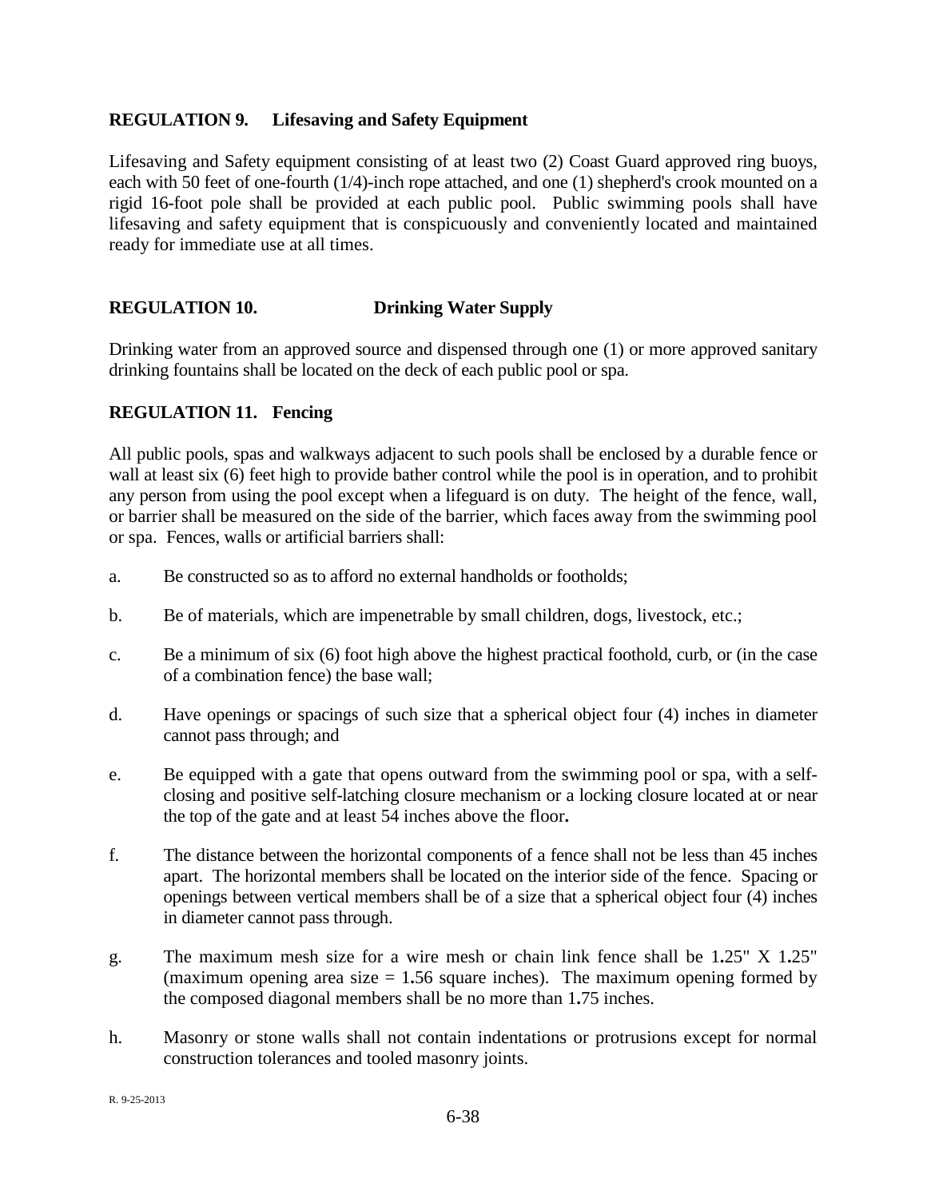## REGULATION 9. Lifesaving and Safety Equipment

Lifesaving and Safety equipment consisting of at least two (2) Coast Guard approved ring buoys, each with 50 feet of one-fourth (1/4)-inch rope attached, and one (1) shepherd's crook mounted on a rigid 16-foot pole shall be provided at each public pool. Public swimming pools shall have lifesaving and safety equipment that is conspicuously and conveniently located and maintained ready for immediate use at all times.

## REGULATION 10. Drinking Water Supply

Drinking water from an approved source and dispensed through one (1) or more approved sanitary drinking fountains shall be located on the deck of each public pool or spa.

## REGULATION 11. Fencing

All public pools, spas and walkways adjacent to such pools shall be enclosed by a durable fence or wall at least six (6) feet high to provide bather control while the pool is in operation, and to prohibit any person from using the pool except when a lifeguard is on duty. The height of the fence, wall, or barrier shall be measured on the side of the barrier, which faces away from the swimming pool or spa. Fences, walls or artificial barriers shall:

a. Be constructed so as to afford no external handholds or footholds;

b. Be of materials, which are impenetrable by small children, dogs, livestock, etc.;

c. Be a minimum of six (6) foot high above the highest practical foothold, curb, or (in the case of a combination fence) the base wall;

d. Have openings or spacings of such size that a spherical object four (4) inches in diameter cannot pass through; and

e. Be equipped with a gate that opens outward from the swimming pool or spa, with a self-closing and positive self-latching closure mechanism or a locking closure located at or near the top of the gate and at least 54 inches above the floor.

f. The distance between the horizontal components of a fence shall not be less than 45 inches apart. The horizontal members shall be located on the interior side of the fence. Spacing or openings between vertical members shall be of a size that a spherical object four (4) inches in diameter cannot pass through.

g. The maximum mesh size for a wire mesh or chain link fence shall be 1.25" X 1.25" (maximum opening area size = 1.56 square inches). The maximum opening formed by the composed diagonal members shall be no more than 1.75 inches.

h. Masonry or stone walls shall not contain indentations or protrusions except for normal construction tolerances and tooled masonry joints.

R. 9-25-2013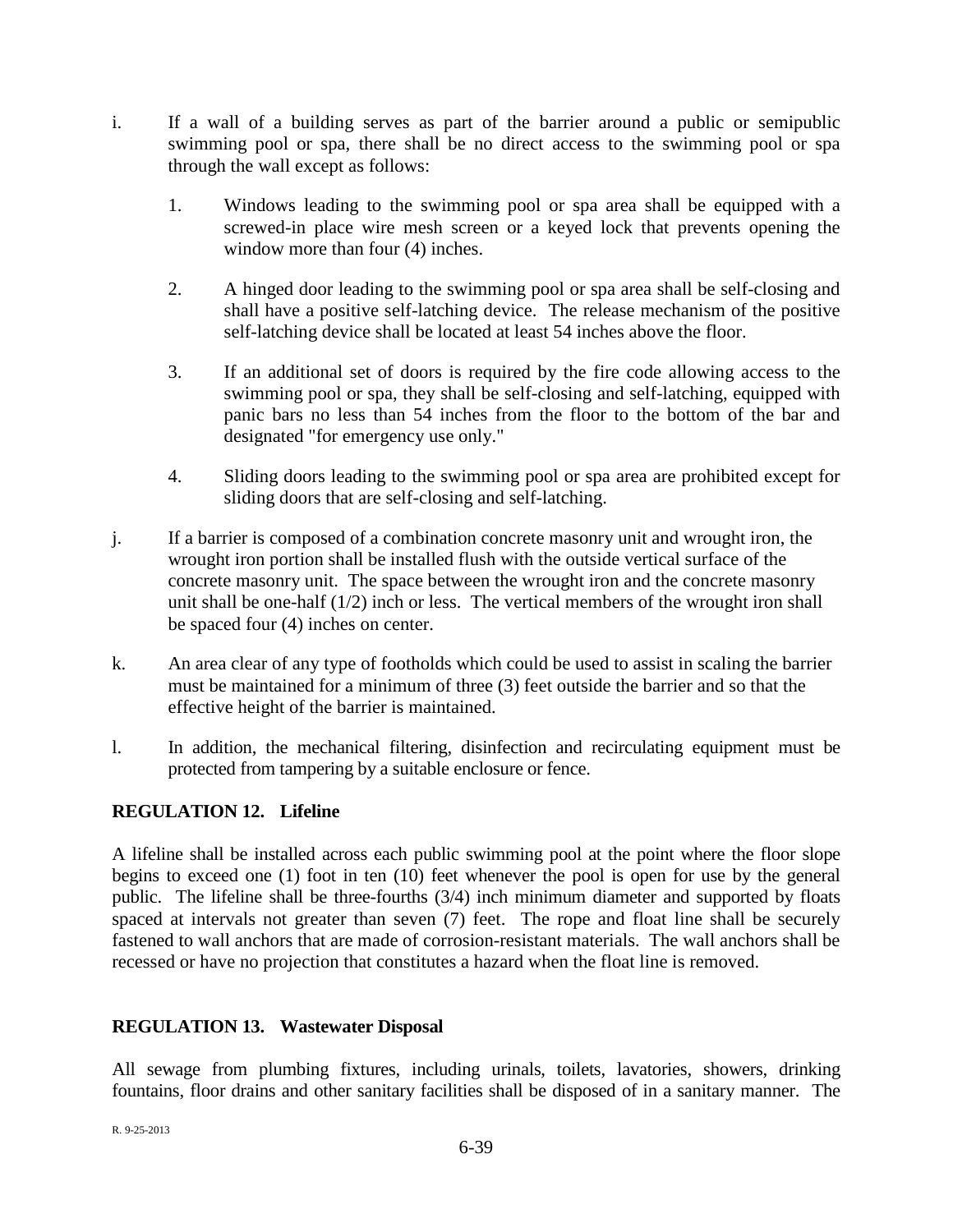i. If a wall of a building serves as part of the barrier around a public or semipublic swimming pool or spa, there shall be no direct access to the swimming pool or spa through the wall except as follows:

   1. Windows leading to the swimming pool or spa area shall be equipped with a screwed-in place wire mesh screen or a keyed lock that prevents opening the window more than four (4) inches.

   2. A hinged door leading to the swimming pool or spa area shall be self-closing and shall have a positive self-latching device. The release mechanism of the positive self-latching device shall be located at least 54 inches above the floor.

   3. If an additional set of doors is required by the fire code allowing access to the swimming pool or spa, they shall be self-closing and self-latching, equipped with panic bars no less than 54 inches from the floor to the bottom of the bar and designated "for emergency use only."

   4. Sliding doors leading to the swimming pool or spa area are prohibited except for sliding doors that are self-closing and self-latching.

j. If a barrier is composed of a combination concrete masonry unit and wrought iron, the wrought iron portion shall be installed flush with the outside vertical surface of the concrete masonry unit. The space between the wrought iron and the concrete masonry unit shall be one-half (1/2) inch or less. The vertical members of the wrought iron shall be spaced four (4) inches on center.

k. An area clear of any type of footholds which could be used to assist in scaling the barrier must be maintained for a minimum of three (3) feet outside the barrier and so that the effective height of the barrier is maintained.

l. In addition, the mechanical filtering, disinfection and recirculating equipment must be protected from tampering by a suitable enclosure or fence.

**REGULATION 12. Lifeline**

A lifeline shall be installed across each public swimming pool at the point where the floor slope begins to exceed one (1) foot in ten (10) feet whenever the pool is open for use by the general public. The lifeline shall be three-fourths (3/4) inch minimum diameter and supported by floats spaced at intervals not greater than seven (7) feet. The rope and float line shall be securely fastened to wall anchors that are made of corrosion-resistant materials. The wall anchors shall be recessed or have no projection that constitutes a hazard when the float line is removed.

**REGULATION 13. Wastewater Disposal**

All sewage from plumbing fixtures, including urinals, toilets, lavatories, showers, drinking fountains, floor drains and other sanitary facilities shall be disposed of in a sanitary manner. The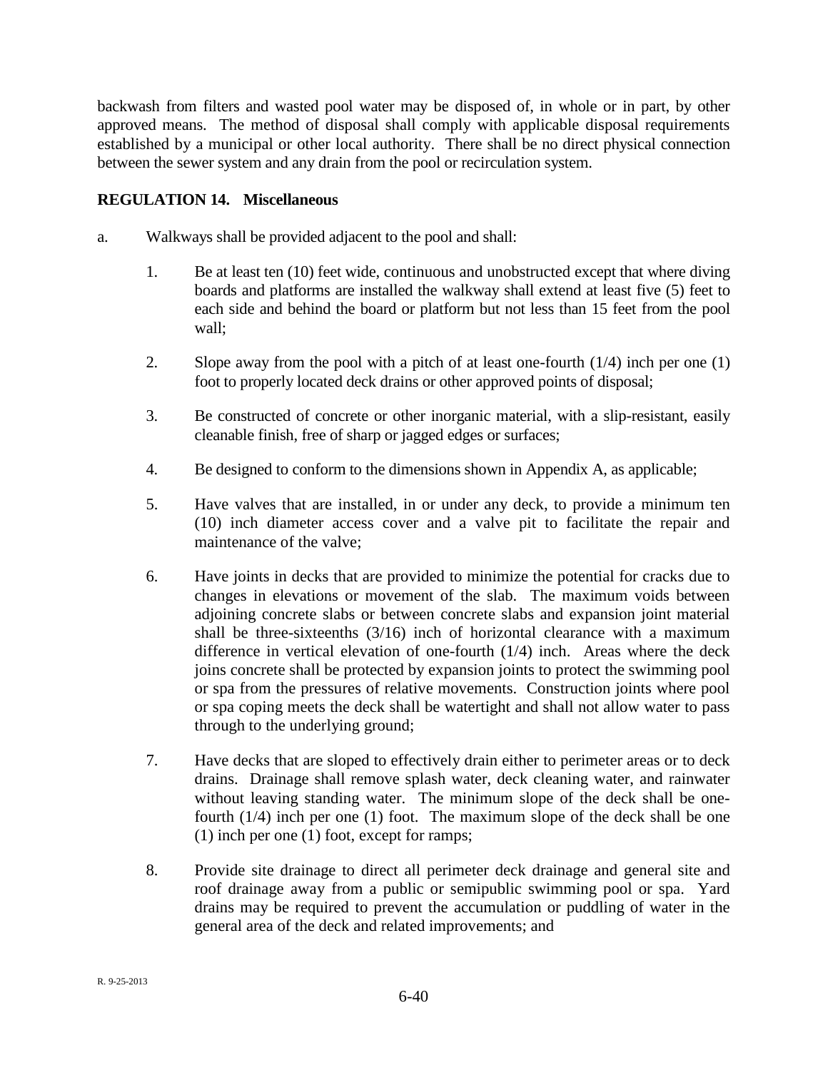backwash from filters and wasted pool water may be disposed of, in whole or in part, by other approved means. The method of disposal shall comply with applicable disposal requirements established by a municipal or other local authority. There shall be no direct physical connection between the sewer system and any drain from the pool or recirculation system.

**REGULATION 14. Miscellaneous**

a. Walkways shall be provided adjacent to the pool and shall:

1. Be at least ten (10) feet wide, continuous and unobstructed except that where diving boards and platforms are installed the walkway shall extend at least five (5) feet to each side and behind the board or platform but not less than 15 feet from the pool wall;

2. Slope away from the pool with a pitch of at least one-fourth (1/4) inch per one (1) foot to properly located deck drains or other approved points of disposal;

3. Be constructed of concrete or other inorganic material, with a slip-resistant, easily cleanable finish, free of sharp or jagged edges or surfaces;

4. Be designed to conform to the dimensions shown in Appendix A, as applicable;

5. Have valves that are installed, in or under any deck, to provide a minimum ten (10) inch diameter access cover and a valve pit to facilitate the repair and maintenance of the valve;

6. Have joints in decks that are provided to minimize the potential for cracks due to changes in elevations or movement of the slab. The maximum voids between adjoining concrete slabs or between concrete slabs and expansion joint material shall be three-sixteenths (3/16) inch of horizontal clearance with a maximum difference in vertical elevation of one-fourth (1/4) inch. Areas where the deck joins concrete shall be protected by expansion joints to protect the swimming pool or spa from the pressures of relative movements. Construction joints where pool or spa coping meets the deck shall be watertight and shall not allow water to pass through to the underlying ground;

7. Have decks that are sloped to effectively drain either to perimeter areas or to deck drains. Drainage shall remove splash water, deck cleaning water, and rainwater without leaving standing water. The minimum slope of the deck shall be one-fourth (1/4) inch per one (1) foot. The maximum slope of the deck shall be one (1) inch per one (1) foot, except for ramps;

8. Provide site drainage to direct all perimeter deck drainage and general site and roof drainage away from a public or semipublic swimming pool or spa. Yard drains may be required to prevent the accumulation or puddling of water in the general area of the deck and related improvements; and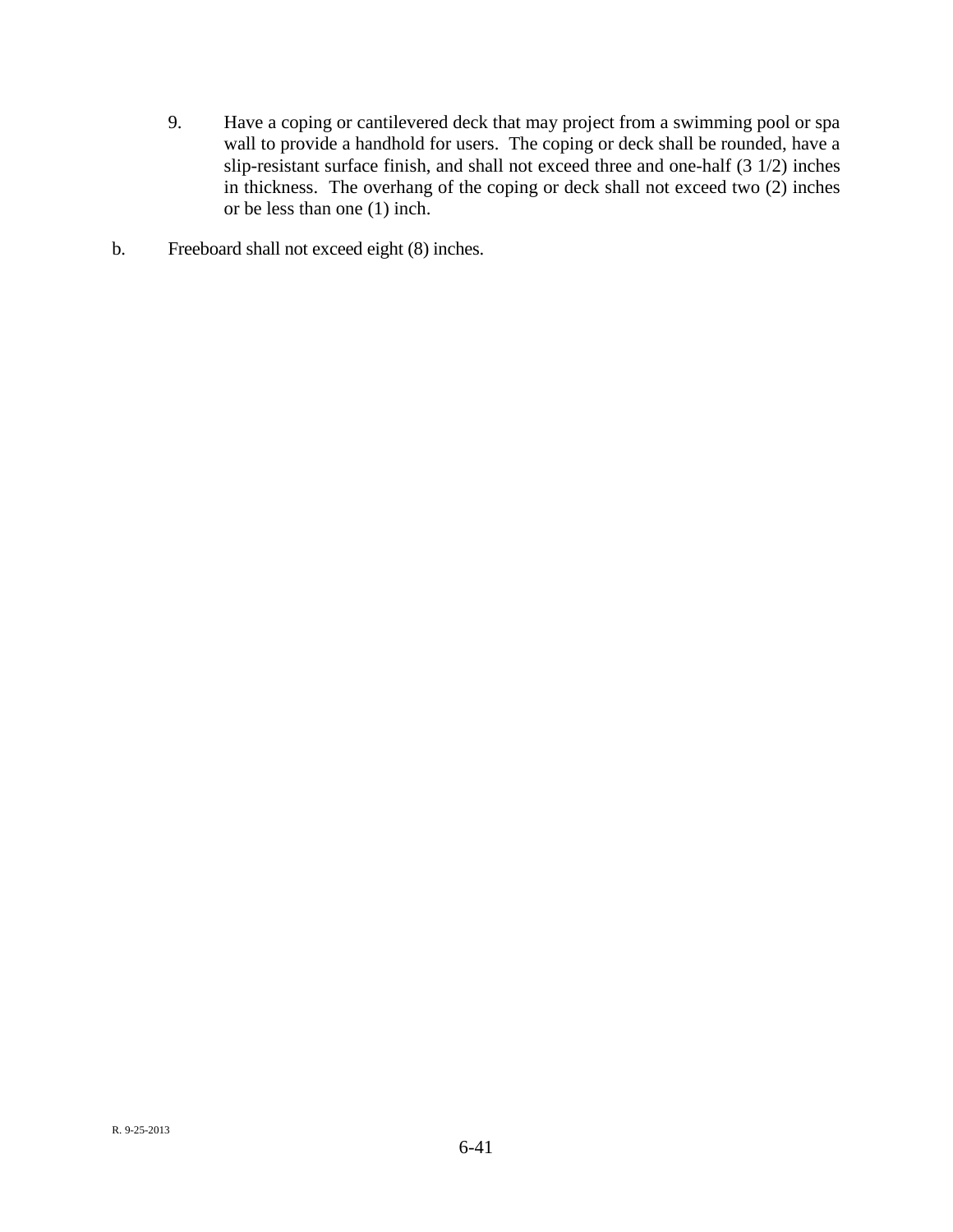9. Have a coping or cantilevered deck that may project from a swimming pool or spa wall to provide a handhold for users. The coping or deck shall be rounded, have a slip-resistant surface finish, and shall not exceed three and one-half (3 1/2) inches in thickness. The overhang of the coping or deck shall not exceed two (2) inches or be less than one (1) inch.

b. Freeboard shall not exceed eight (8) inches.

R. 9-25-2013